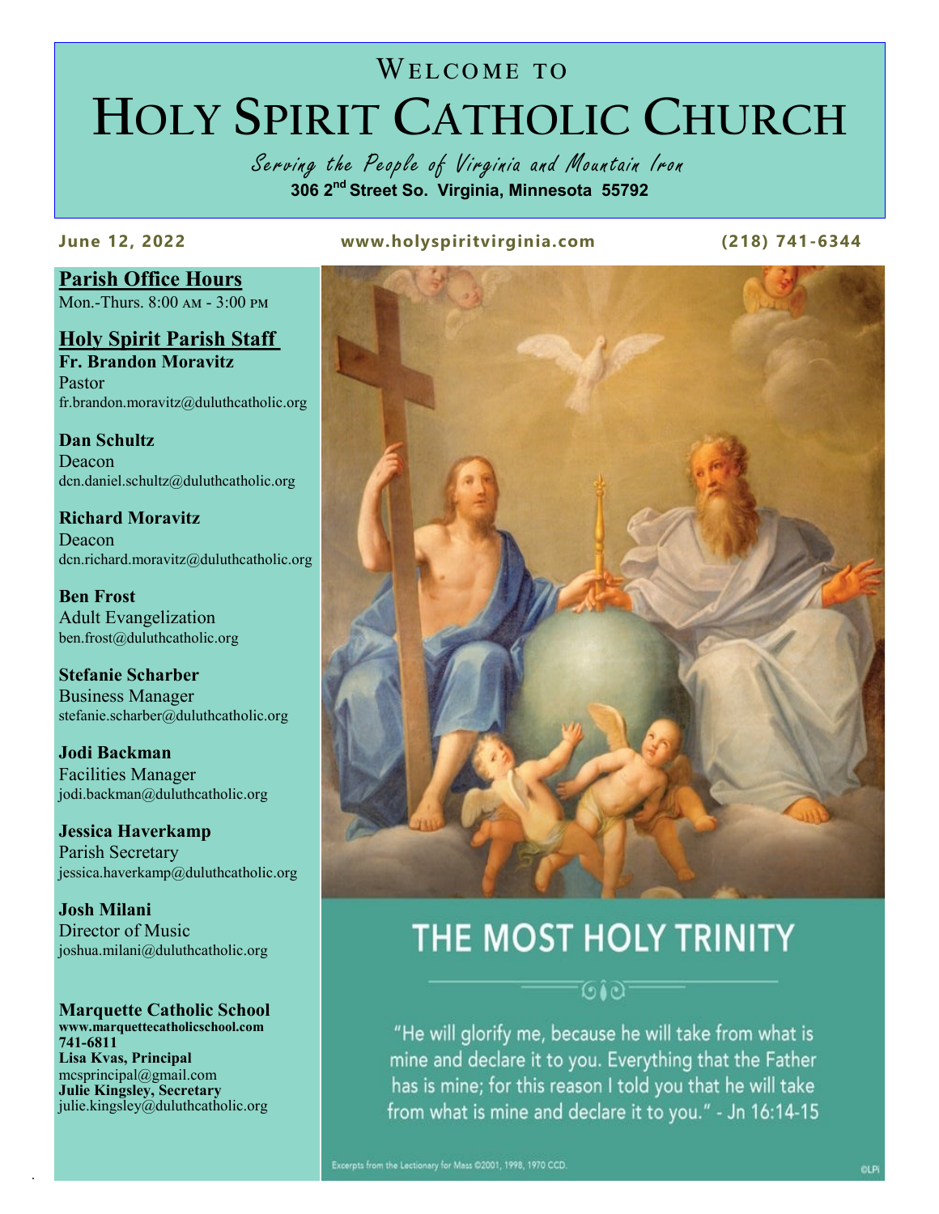# Welcome to
# Holy Spirit Catholic Church

*Serving the People of Virginia and Mountain Iron*

**306 2nd Street So. Virginia, Minnesota 55792**

**June 12, 2022** **www.holyspiritvirginia.com** **(218) 741-6344**

## Parish Office Hours

Mon.-Thurs. 8:00 AM - 3:00 PM

## Holy Spirit Parish Staff

**Fr. Brandon Moravitz**
Pastor
fr.brandon.moravitz@duluthcatholic.org

**Dan Schultz**
Deacon
dcn.daniel.schultz@duluthcatholic.org

**Richard Moravitz**
Deacon
dcn.richard.moravitz@duluthcatholic.org

**Ben Frost**
Adult Evangelization
ben.frost@duluthcatholic.org

**Stefanie Scharber**
Business Manager
stefanie.scharber@duluthcatholic.org

**Jodi Backman**
Facilities Manager
jodi.backman@duluthcatholic.org

**Jessica Haverkamp**
Parish Secretary
jessica.haverkamp@duluthcatholic.org

**Josh Milani**
Director of Music
joshua.milani@duluthcatholic.org

**Marquette Catholic School**
**www.marquettecatholicschool.com**
**741-6811**
**Lisa Kvas, Principal**
mcsprincipal@gmail.com
**Julie Kingsley, Secretary**
julie.kingsley@duluthcatholic.org

# THE MOST HOLY TRINITY

"He will glorify me, because he will take from what is mine and declare it to you. Everything that the Father has is mine; for this reason I told you that he will take from what is mine and declare it to you." - Jn 16:14-15

Excerpts from the Lectionary for Mass ©2001, 1998, 1970 CCD.

©LPi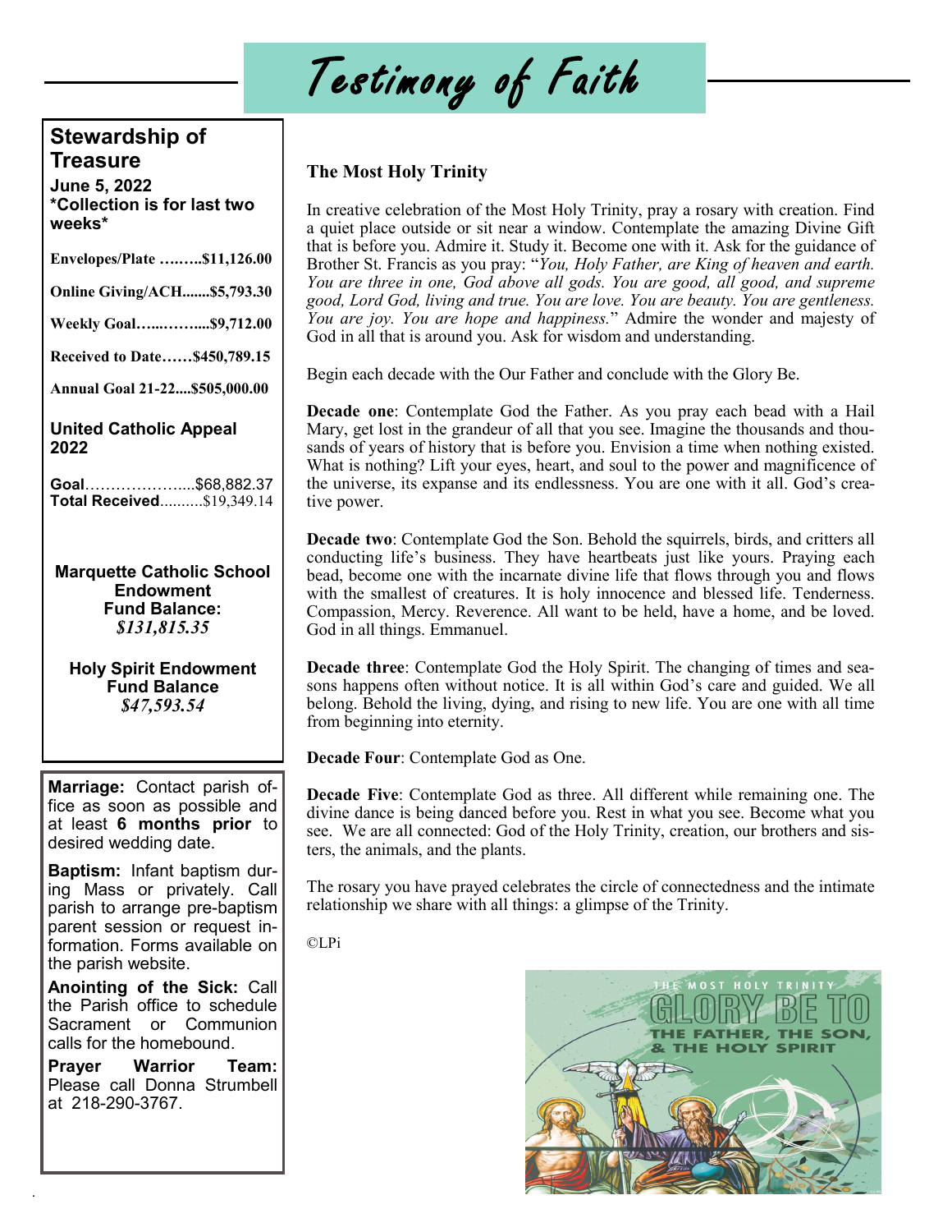# Testimony of Faith

## Stewardship of Treasure

**June 5, 2022**
***Collection is for last two weeks***

**Envelopes/Plate ……..$11,126.00**

**Online Giving/ACH.......$5,793.30**

**Weekly Goal…...……....$9,712.00**

**Received to Date……$450,789.15**

**Annual Goal 21-22....$505,000.00**

**United Catholic Appeal 2022**

**Goal**………………....$68,882.37
**Total Received**..........$19,349.14

**Marquette Catholic School Endowment Fund Balance:**
***$131,815.35***

**Holy Spirit Endowment Fund Balance**
***$47,593.54***

**Marriage:** Contact parish office as soon as possible and at least **6 months prior** to desired wedding date.

**Baptism:** Infant baptism during Mass or privately. Call parish to arrange pre-baptism parent session or request information. Forms available on the parish website.

**Anointing of the Sick:** Call the Parish office to schedule Sacrament or Communion calls for the homebound.

**Prayer Warrior Team:** Please call Donna Strumbell at 218-290-3767.

## The Most Holy Trinity

In creative celebration of the Most Holy Trinity, pray a rosary with creation. Find a quiet place outside or sit near a window. Contemplate the amazing Divine Gift that is before you. Admire it. Study it. Become one with it. Ask for the guidance of Brother St. Francis as you pray: "*You, Holy Father, are King of heaven and earth. You are three in one, God above all gods. You are good, all good, and supreme good, Lord God, living and true. You are love. You are beauty. You are gentleness. You are joy. You are hope and happiness.*" Admire the wonder and majesty of God in all that is around you. Ask for wisdom and understanding.

Begin each decade with the Our Father and conclude with the Glory Be.

**Decade one**: Contemplate God the Father. As you pray each bead with a Hail Mary, get lost in the grandeur of all that you see. Imagine the thousands and thousands of years of history that is before you. Envision a time when nothing existed. What is nothing? Lift your eyes, heart, and soul to the power and magnificence of the universe, its expanse and its endlessness. You are one with it all. God's creative power.

**Decade two**: Contemplate God the Son. Behold the squirrels, birds, and critters all conducting life's business. They have heartbeats just like yours. Praying each bead, become one with the incarnate divine life that flows through you and flows with the smallest of creatures. It is holy innocence and blessed life. Tenderness. Compassion, Mercy. Reverence. All want to be held, have a home, and be loved. God in all things. Emmanuel.

**Decade three**: Contemplate God the Holy Spirit. The changing of times and seasons happens often without notice. It is all within God's care and guided. We all belong. Behold the living, dying, and rising to new life. You are one with all time from beginning into eternity.

**Decade Four**: Contemplate God as One.

**Decade Five**: Contemplate God as three. All different while remaining one. The divine dance is being danced before you. Rest in what you see. Become what you see. We are all connected: God of the Holy Trinity, creation, our brothers and sisters, the animals, and the plants.

The rosary you have prayed celebrates the circle of connectedness and the intimate relationship we share with all things: a glimpse of the Trinity.

©LPi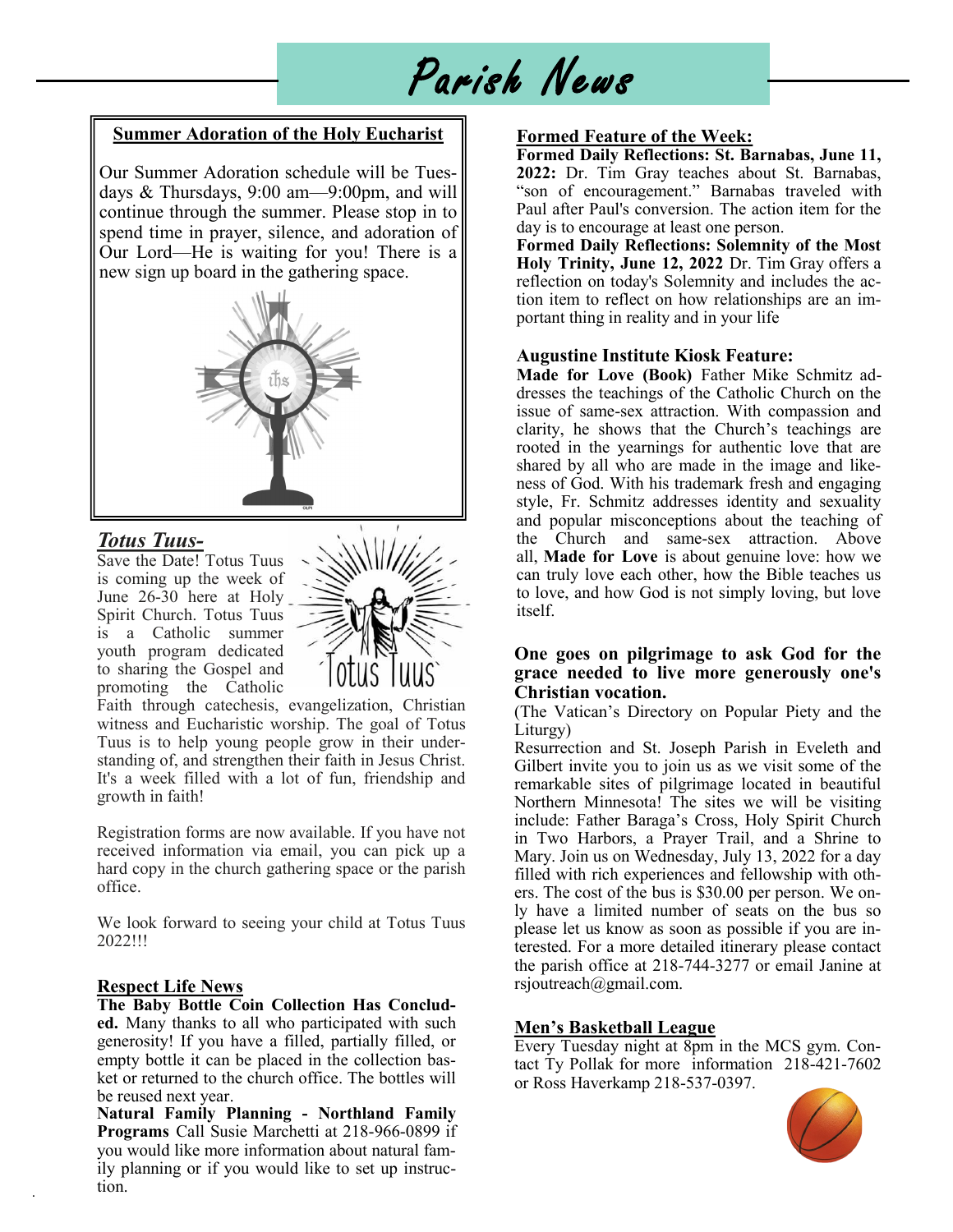# Parish News

## Summer Adoration of the Holy Eucharist

Our Summer Adoration schedule will be Tuesdays & Thursdays, 9:00 am—9:00pm, and will continue through the summer. Please stop in to spend time in prayer, silence, and adoration of Our Lord—He is waiting for you! There is a new sign up board in the gathering space.

## *Totus Tuus-*

Save the Date! Totus Tuus is coming up the week of June 26-30 here at Holy Spirit Church. Totus Tuus is a Catholic summer youth program dedicated to sharing the Gospel and promoting the Catholic Faith through catechesis, evangelization, Christian witness and Eucharistic worship. The goal of Totus Tuus is to help young people grow in their understanding of, and strengthen their faith in Jesus Christ. It's a week filled with a lot of fun, friendship and growth in faith!

Registration forms are now available. If you have not received information via email, you can pick up a hard copy in the church gathering space or the parish office.

We look forward to seeing your child at Totus Tuus 2022!!!

## Respect Life News

**The Baby Bottle Coin Collection Has Concluded.** Many thanks to all who participated with such generosity! If you have a filled, partially filled, or empty bottle it can be placed in the collection basket or returned to the church office. The bottles will be reused next year.

**Natural Family Planning - Northland Family Programs** Call Susie Marchetti at 218-966-0899 if you would like more information about natural family planning or if you would like to set up instruction.

## Formed Feature of the Week:

**Formed Daily Reflections: St. Barnabas, June 11, 2022:** Dr. Tim Gray teaches about St. Barnabas, "son of encouragement." Barnabas traveled with Paul after Paul's conversion. The action item for the day is to encourage at least one person.

**Formed Daily Reflections: Solemnity of the Most Holy Trinity, June 12, 2022** Dr. Tim Gray offers a reflection on today's Solemnity and includes the action item to reflect on how relationships are an important thing in reality and in your life

## Augustine Institute Kiosk Feature:

**Made for Love (Book)** Father Mike Schmitz addresses the teachings of the Catholic Church on the issue of same-sex attraction. With compassion and clarity, he shows that the Church's teachings are rooted in the yearnings for authentic love that are shared by all who are made in the image and likeness of God. With his trademark fresh and engaging style, Fr. Schmitz addresses identity and sexuality and popular misconceptions about the teaching of the Church and same-sex attraction. Above all, **Made for Love** is about genuine love: how we can truly love each other, how the Bible teaches us to love, and how God is not simply loving, but love itself.

**One goes on pilgrimage to ask God for the grace needed to live more generously one's Christian vocation.**

(The Vatican's Directory on Popular Piety and the Liturgy)

Resurrection and St. Joseph Parish in Eveleth and Gilbert invite you to join us as we visit some of the remarkable sites of pilgrimage located in beautiful Northern Minnesota! The sites we will be visiting include: Father Baraga's Cross, Holy Spirit Church in Two Harbors, a Prayer Trail, and a Shrine to Mary. Join us on Wednesday, July 13, 2022 for a day filled with rich experiences and fellowship with others. The cost of the bus is $30.00 per person. We only have a limited number of seats on the bus so please let us know as soon as possible if you are interested. For a more detailed itinerary please contact the parish office at 218-744-3277 or email Janine at rsjoutreach@gmail.com.

## Men's Basketball League

Every Tuesday night at 8pm in the MCS gym. Contact Ty Pollak for more information 218-421-7602 or Ross Haverkamp 218-537-0397.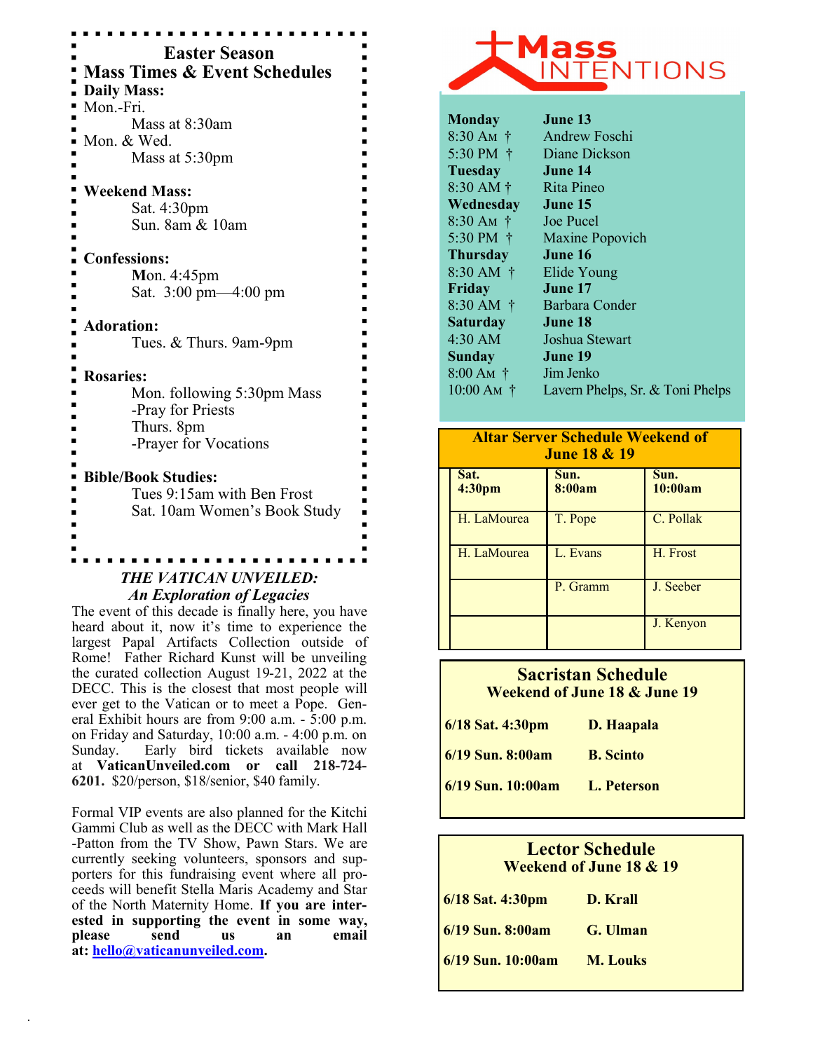## Easter Season
## Mass Times & Event Schedules

**Daily Mass:**

Mon.-Fri.
Mass at 8:30am

Mon. & Wed.
Mass at 5:30pm

**Weekend Mass:**

Sat. 4:30pm
Sun. 8am & 10am

**Confessions:**

Mon. 4:45pm
Sat. 3:00 pm—4:00 pm

**Adoration:**

Tues. & Thurs. 9am-9pm

**Rosaries:**

Mon. following 5:30pm Mass
-Pray for Priests
Thurs. 8pm
-Prayer for Vocations

**Bible/Book Studies:**

Tues 9:15am with Ben Frost
Sat. 10am Women's Book Study

### *THE VATICAN UNVEILED: An Exploration of Legacies*

The event of this decade is finally here, you have heard about it, now it's time to experience the largest Papal Artifacts Collection outside of Rome! Father Richard Kunst will be unveiling the curated collection August 19-21, 2022 at the DECC. This is the closest that most people will ever get to the Vatican or to meet a Pope. General Exhibit hours are from 9:00 a.m. - 5:00 p.m. on Friday and Saturday, 10:00 a.m. - 4:00 p.m. on Sunday. Early bird tickets available now at **VaticanUnveiled.com or call 218-724-6201.** $20/person, $18/senior, $40 family.

Formal VIP events are also planned for the Kitchi Gammi Club as well as the DECC with Mark Hall-Patton from the TV Show, Pawn Stars. We are currently seeking volunteers, sponsors and supporters for this fundraising event where all proceeds will benefit Stella Maris Academy and Star of the North Maternity Home. **If you are interested in supporting the event in some way, please send us an email at: hello@vaticanunveiled.com.**

## Mass INTENTIONS

| | |
|---|---|
| **Monday** | **June 13** |
| 8:30 AM † | Andrew Foschi |
| 5:30 PM † | Diane Dickson |
| **Tuesday** | **June 14** |
| 8:30 AM † | Rita Pineo |
| **Wednesday** | **June 15** |
| 8:30 AM † | Joe Pucel |
| 5:30 PM † | Maxine Popovich |
| **Thursday** | **June 16** |
| 8:30 AM † | Elide Young |
| **Friday** | **June 17** |
| 8:30 AM † | Barbara Conder |
| **Saturday** | **June 18** |
| 4:30 AM | Joshua Stewart |
| **Sunday** | **June 19** |
| 8:00 AM † | Jim Jenko |
| 10:00 AM † | Lavern Phelps, Sr. & Toni Phelps |

### Altar Server Schedule Weekend of June 18 & 19

| Sat. 4:30pm | Sun. 8:00am | Sun. 10:00am |
|---|---|---|
| H. LaMourea | T. Pope | C. Pollak |
| H. LaMourea | L. Evans | H. Frost |
| | P. Gramm | J. Seeber |
| | | J. Kenyon |

### Sacristan Schedule
**Weekend of June 18 & June 19**

| | |
|---|---|
| **6/18 Sat. 4:30pm** | **D. Haapala** |
| **6/19 Sun. 8:00am** | **B. Scinto** |
| **6/19 Sun. 10:00am** | **L. Peterson** |

### Lector Schedule
**Weekend of June 18 & 19**

| | |
|---|---|
| **6/18 Sat. 4:30pm** | **D. Krall** |
| **6/19 Sun. 8:00am** | **G. Ulman** |
| **6/19 Sun. 10:00am** | **M. Louks** |